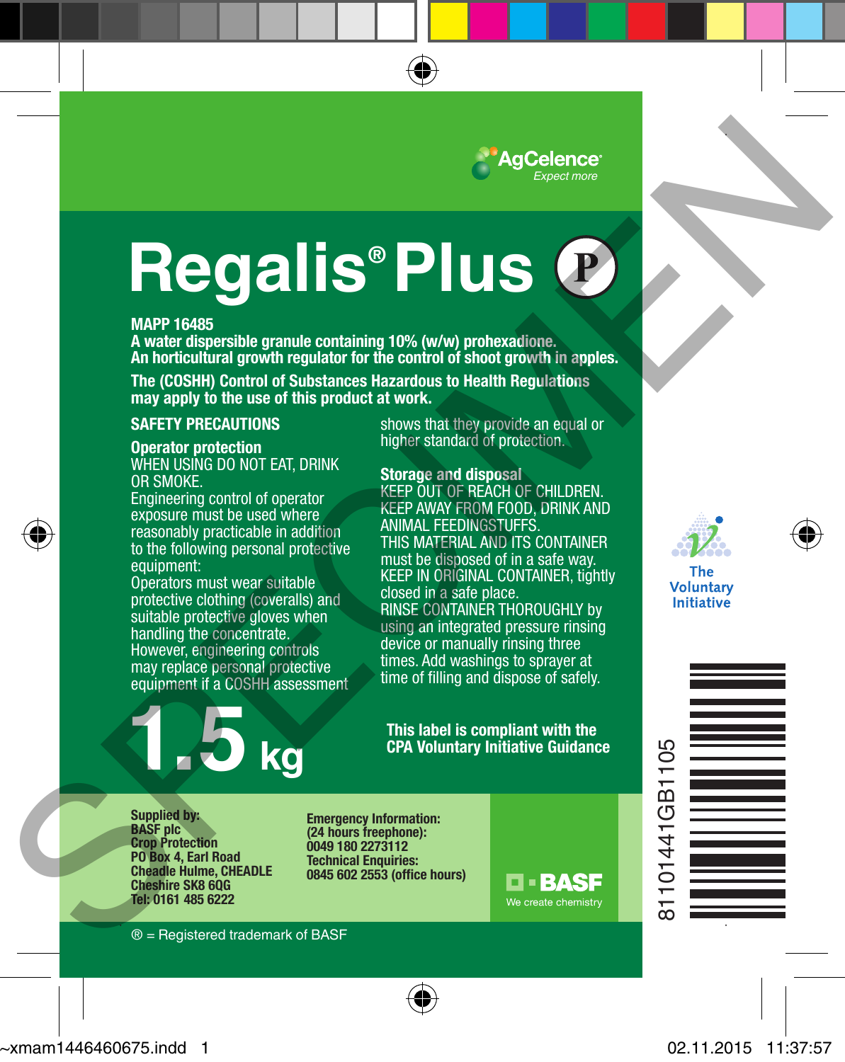AgCelence®
*Expect more*

# Regalis® Plus (P)

**MAPP 16485**
**A water dispersible granule containing 10% (w/w) prohexadione.**
**An horticultural growth regulator for the control of shoot growth in apples.**

**The (COSHH) Control of Substances Hazardous to Health Regulations may apply to the use of this product at work.**

## SAFETY PRECAUTIONS

**Operator protection**
WHEN USING DO NOT EAT, DRINK OR SMOKE.
Engineering control of operator exposure must be used where reasonably practicable in addition to the following personal protective equipment:
Operators must wear suitable protective clothing (coveralls) and suitable protective gloves when handling the concentrate.
However, engineering controls may replace personal protective equipment if a COSHH assessment shows that they provide an equal or higher standard of protection.

**Storage and disposal**
KEEP OUT OF REACH OF CHILDREN.
KEEP AWAY FROM FOOD, DRINK AND ANIMAL FEEDINGSTUFFS.
THIS MATERIAL AND ITS CONTAINER must be disposed of in a safe way.
KEEP IN ORIGINAL CONTAINER, tightly closed in a safe place.
RINSE CONTAINER THOROUGHLY by using an integrated pressure rinsing device or manually rinsing three times. Add washings to sprayer at time of filling and dispose of safely.

**1.5 kg**

**This label is compliant with the CPA Voluntary Initiative Guidance**

The Voluntary Initiative

**Supplied by:**
**BASF plc**
**Crop Protection**
**PO Box 4, Earl Road**
**Cheadle Hulme, CHEADLE**
**Cheshire SK8 6QG**
**Tel: 0161 485 6222**

**Emergency Information:**
**(24 hours freephone):**
**0049 180 2273112**
**Technical Enquiries:**
**0845 602 2553 (office hours)**

BASF
We create chemistry

81101441GB1105

® = Registered trademark of BASF

SPECIMEN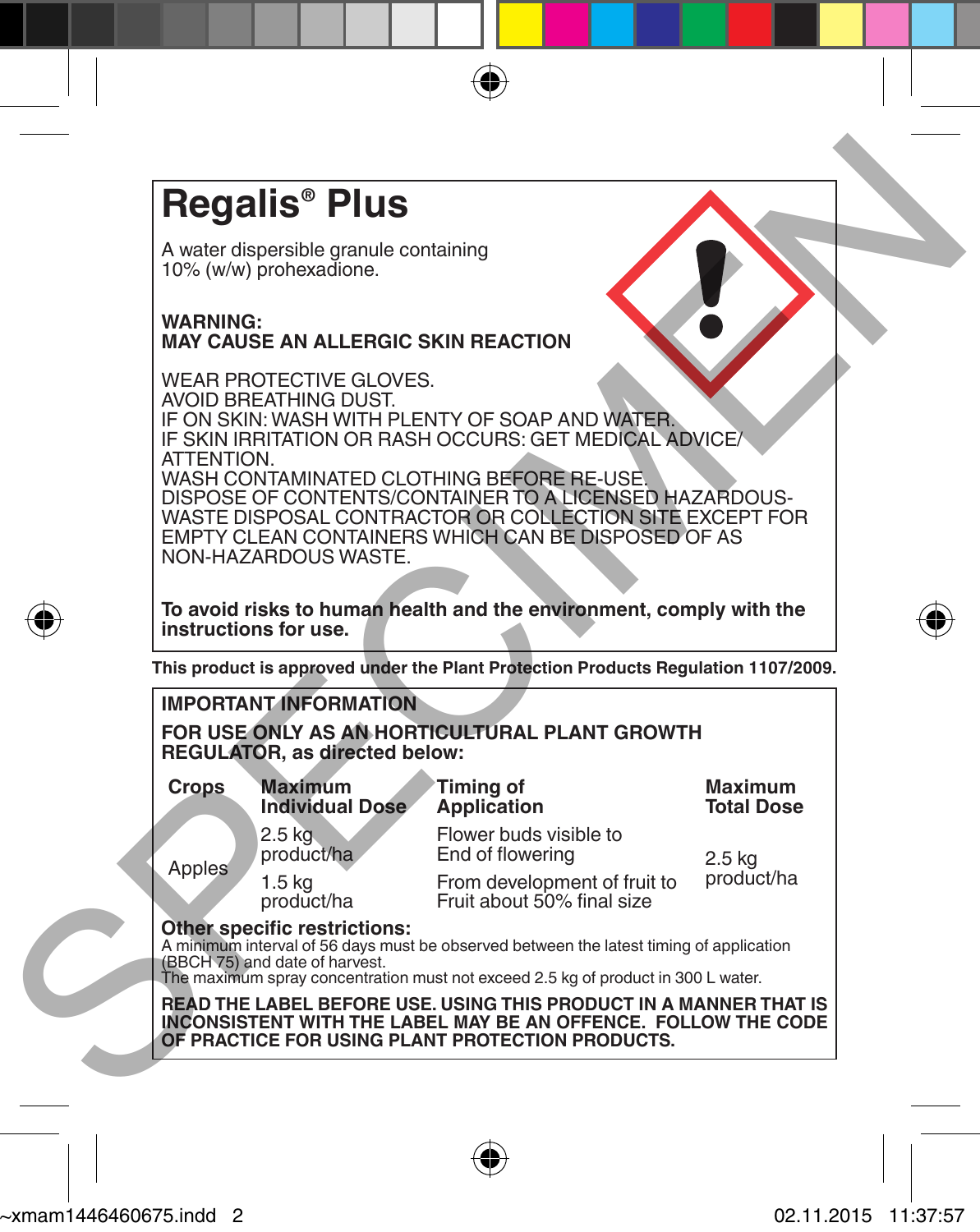# Regalis® Plus

A water dispersible granule containing 10% (w/w) prohexadione.

**WARNING:**
**MAY CAUSE AN ALLERGIC SKIN REACTION**

WEAR PROTECTIVE GLOVES.
AVOID BREATHING DUST.
IF ON SKIN: WASH WITH PLENTY OF SOAP AND WATER.
IF SKIN IRRITATION OR RASH OCCURS: GET MEDICAL ADVICE/ ATTENTION.
WASH CONTAMINATED CLOTHING BEFORE RE-USE.
DISPOSE OF CONTENTS/CONTAINER TO A LICENSED HAZARDOUS-WASTE DISPOSAL CONTRACTOR OR COLLECTION SITE EXCEPT FOR EMPTY CLEAN CONTAINERS WHICH CAN BE DISPOSED OF AS NON-HAZARDOUS WASTE.

**To avoid risks to human health and the environment, comply with the instructions for use.**

**This product is approved under the Plant Protection Products Regulation 1107/2009.**

## IMPORTANT INFORMATION

**FOR USE ONLY AS AN HORTICULTURAL PLANT GROWTH REGULATOR, as directed below:**

| Crops | Maximum Individual Dose | Timing of Application | Maximum Total Dose |
|---|---|---|---|
| Apples | 2.5 kg product/ha | Flower buds visible to End of flowering | 2.5 kg product/ha |
| | 1.5 kg product/ha | From development of fruit to Fruit about 50% final size | |

**Other specific restrictions:**
A minimum interval of 56 days must be observed between the latest timing of application (BBCH 75) and date of harvest.
The maximum spray concentration must not exceed 2.5 kg of product in 300 L water.

**READ THE LABEL BEFORE USE. USING THIS PRODUCT IN A MANNER THAT IS INCONSISTENT WITH THE LABEL MAY BE AN OFFENCE. FOLLOW THE CODE OF PRACTICE FOR USING PLANT PROTECTION PRODUCTS.**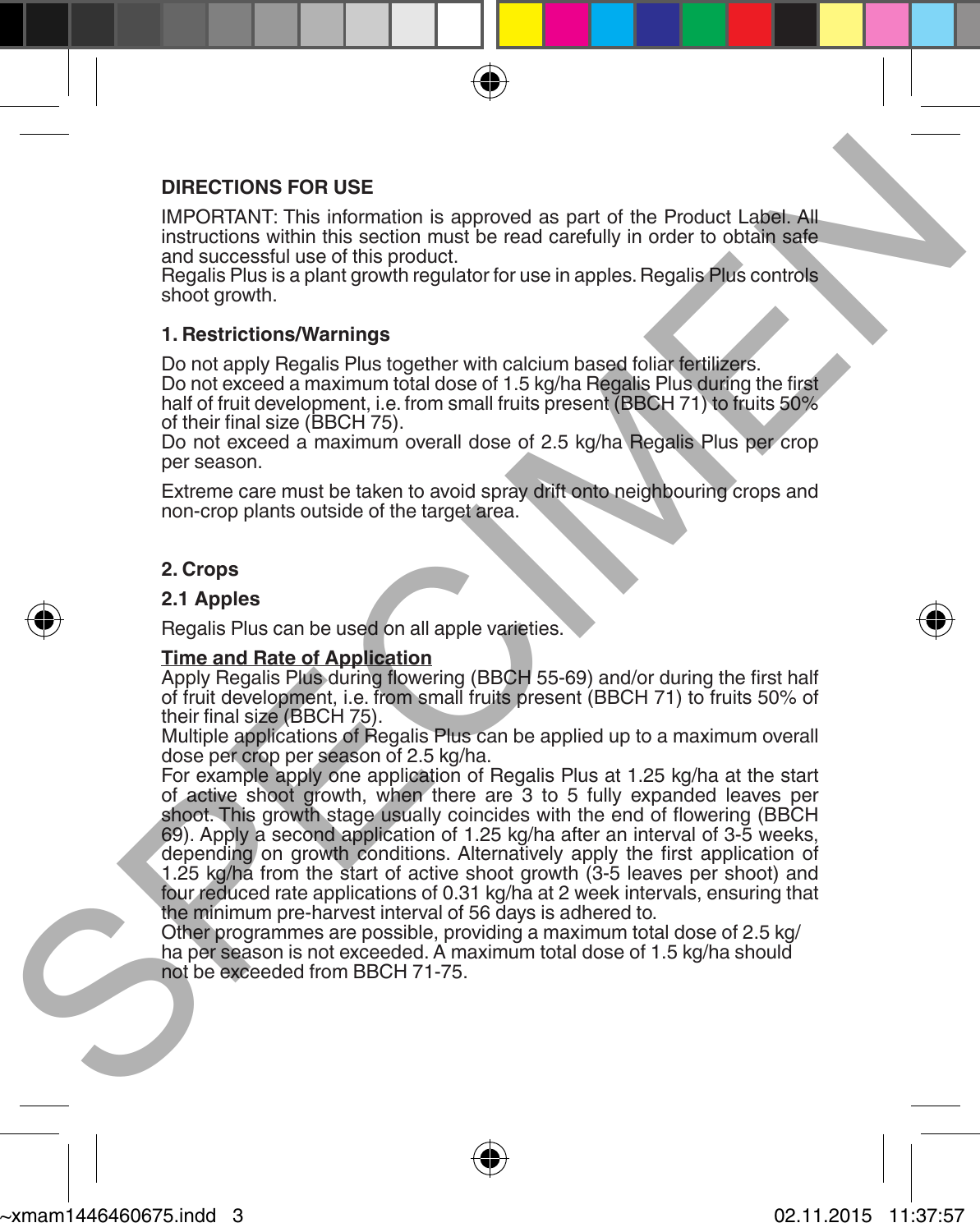## DIRECTIONS FOR USE

IMPORTANT: This information is approved as part of the Product Label. All instructions within this section must be read carefully in order to obtain safe and successful use of this product.
Regalis Plus is a plant growth regulator for use in apples. Regalis Plus controls shoot growth.

### 1. Restrictions/Warnings

Do not apply Regalis Plus together with calcium based foliar fertilizers.
Do not exceed a maximum total dose of 1.5 kg/ha Regalis Plus during the first half of fruit development, i.e. from small fruits present (BBCH 71) to fruits 50% of their final size (BBCH 75).
Do not exceed a maximum overall dose of 2.5 kg/ha Regalis Plus per crop per season.

Extreme care must be taken to avoid spray drift onto neighbouring crops and non-crop plants outside of the target area.

### 2. Crops

#### 2.1 Apples

Regalis Plus can be used on all apple varieties.

**Time and Rate of Application**
Apply Regalis Plus during flowering (BBCH 55-69) and/or during the first half of fruit development, i.e. from small fruits present (BBCH 71) to fruits 50% of their final size (BBCH 75).
Multiple applications of Regalis Plus can be applied up to a maximum overall dose per crop per season of 2.5 kg/ha.
For example apply one application of Regalis Plus at 1.25 kg/ha at the start of active shoot growth, when there are 3 to 5 fully expanded leaves per shoot. This growth stage usually coincides with the end of flowering (BBCH 69). Apply a second application of 1.25 kg/ha after an interval of 3-5 weeks, depending on growth conditions. Alternatively apply the first application of 1.25 kg/ha from the start of active shoot growth (3-5 leaves per shoot) and four reduced rate applications of 0.31 kg/ha at 2 week intervals, ensuring that the minimum pre-harvest interval of 56 days is adhered to.
Other programmes are possible, providing a maximum total dose of 2.5 kg/ha per season is not exceeded. A maximum total dose of 1.5 kg/ha should not be exceeded from BBCH 71-75.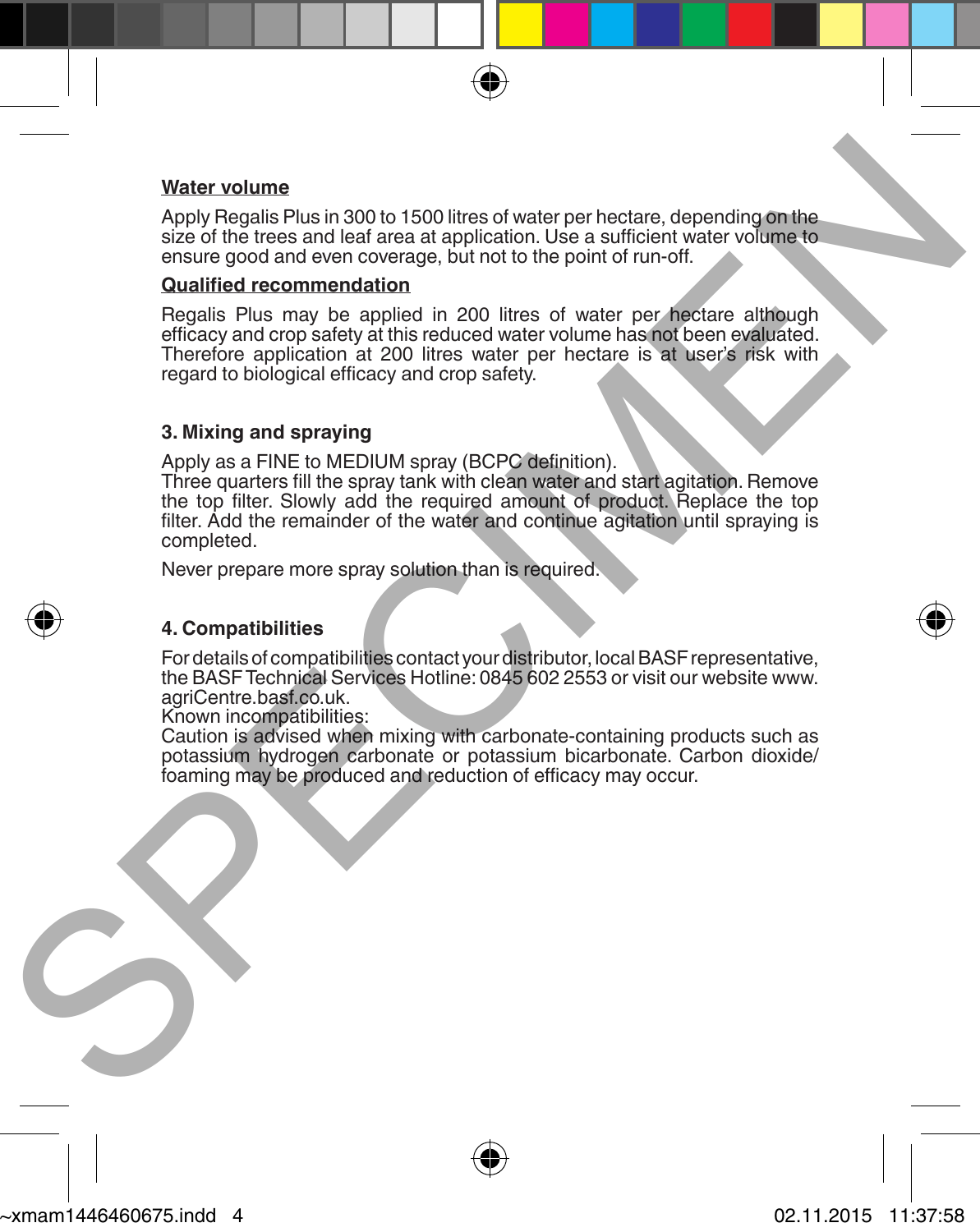**Water volume**

Apply Regalis Plus in 300 to 1500 litres of water per hectare, depending on the size of the trees and leaf area at application. Use a sufficient water volume to ensure good and even coverage, but not to the point of run-off.

**Qualified recommendation**

Regalis Plus may be applied in 200 litres of water per hectare although efficacy and crop safety at this reduced water volume has not been evaluated. Therefore application at 200 litres water per hectare is at user's risk with regard to biological efficacy and crop safety.

### 3. Mixing and spraying

Apply as a FINE to MEDIUM spray (BCPC definition).
Three quarters fill the spray tank with clean water and start agitation. Remove the top filter. Slowly add the required amount of product. Replace the top filter. Add the remainder of the water and continue agitation until spraying is completed.

Never prepare more spray solution than is required.

### 4. Compatibilities

For details of compatibilities contact your distributor, local BASF representative, the BASF Technical Services Hotline: 0845 602 2553 or visit our website www.agriCentre.basf.co.uk.
Known incompatibilities:
Caution is advised when mixing with carbonate-containing products such as potassium hydrogen carbonate or potassium bicarbonate. Carbon dioxide/ foaming may be produced and reduction of efficacy may occur.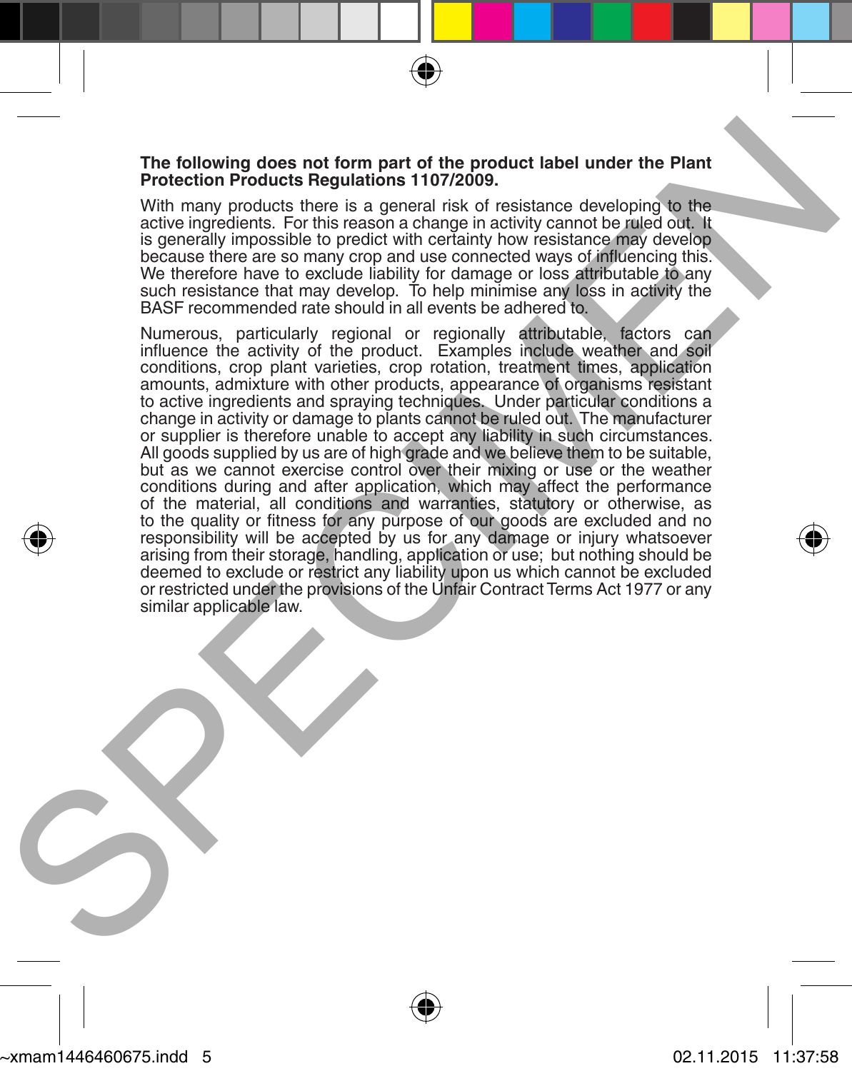**The following does not form part of the product label under the Plant Protection Products Regulations 1107/2009.**

With many products there is a general risk of resistance developing to the active ingredients. For this reason a change in activity cannot be ruled out. It is generally impossible to predict with certainty how resistance may develop because there are so many crop and use connected ways of influencing this. We therefore have to exclude liability for damage or loss attributable to any such resistance that may develop. To help minimise any loss in activity the BASF recommended rate should in all events be adhered to.

Numerous, particularly regional or regionally attributable, factors can influence the activity of the product. Examples include weather and soil conditions, crop plant varieties, crop rotation, treatment times, application amounts, admixture with other products, appearance of organisms resistant to active ingredients and spraying techniques. Under particular conditions a change in activity or damage to plants cannot be ruled out. The manufacturer or supplier is therefore unable to accept any liability in such circumstances. All goods supplied by us are of high grade and we believe them to be suitable, but as we cannot exercise control over their mixing or use or the weather conditions during and after application, which may affect the performance of the material, all conditions and warranties, statutory or otherwise, as to the quality or fitness for any purpose of our goods are excluded and no responsibility will be accepted by us for any damage or injury whatsoever arising from their storage, handling, application or use; but nothing should be deemed to exclude or restrict any liability upon us which cannot be excluded or restricted under the provisions of the Unfair Contract Terms Act 1977 or any similar applicable law.

SPECIMEN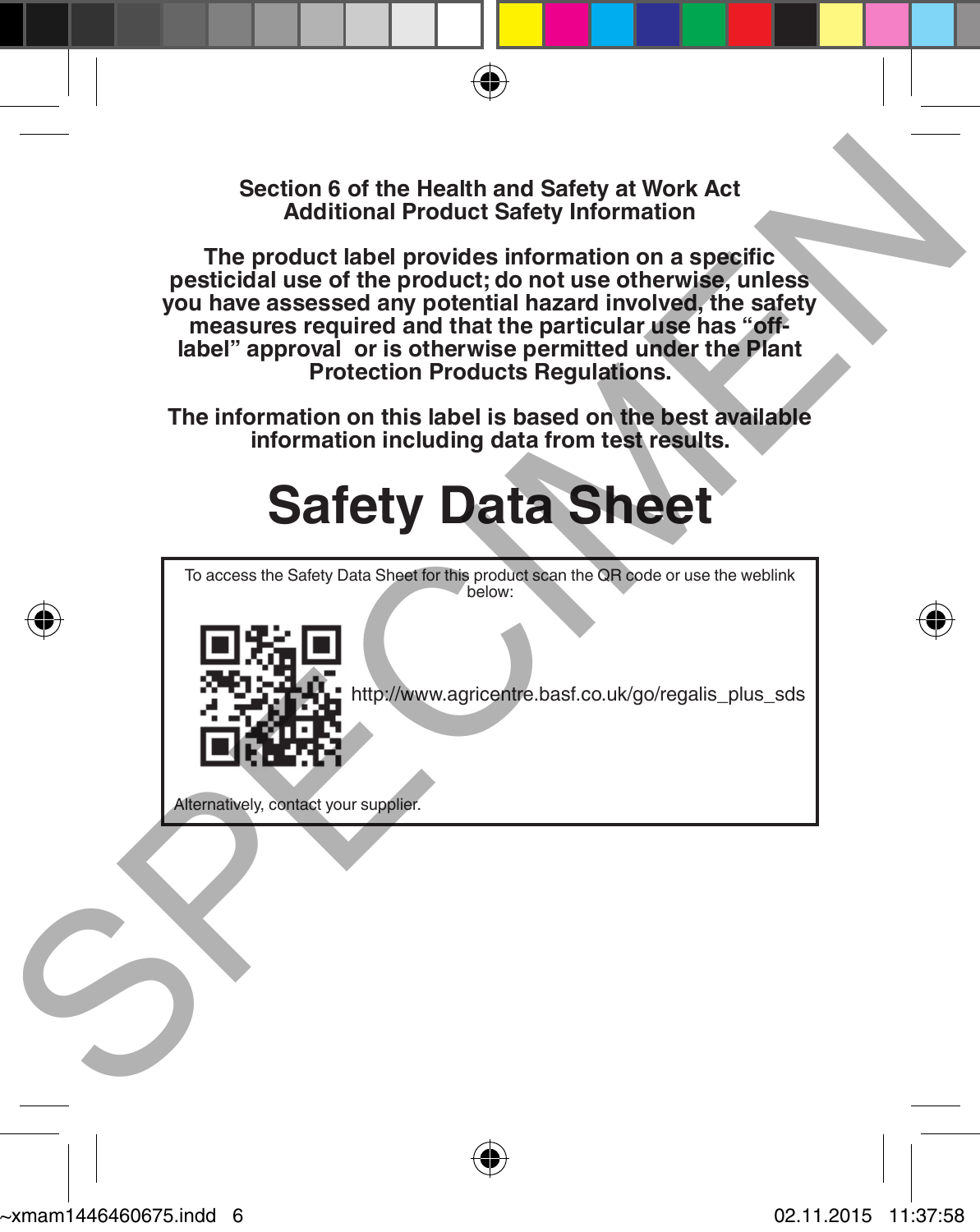**Section 6 of the Health and Safety at Work Act**
**Additional Product Safety Information**

**The product label provides information on a specific pesticidal use of the product; do not use otherwise, unless you have assessed any potential hazard involved, the safety measures required and that the particular use has "off-label" approval or is otherwise permitted under the Plant Protection Products Regulations.**

**The information on this label is based on the best available information including data from test results.**

# Safety Data Sheet

To access the Safety Data Sheet for this product scan the QR code or use the weblink below:

http://www.agricentre.basf.co.uk/go/regalis_plus_sds

Alternatively, contact your supplier.

SPECIMEN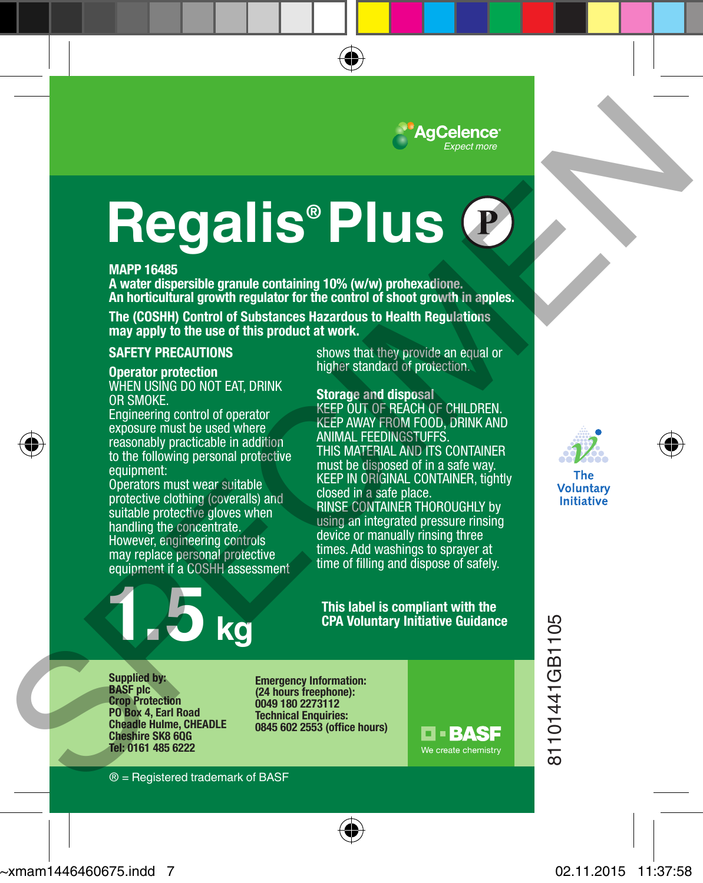AgCelence®
Expect more

# Regalis® Plus Ⓟ

**MAPP 16485**
**A water dispersible granule containing 10% (w/w) prohexadione.**
**An horticultural growth regulator for the control of shoot growth in apples.**

**The (COSHH) Control of Substances Hazardous to Health Regulations may apply to the use of this product at work.**

## SAFETY PRECAUTIONS

**Operator protection**
WHEN USING DO NOT EAT, DRINK OR SMOKE.
Engineering control of operator exposure must be used where reasonably practicable in addition to the following personal protective equipment:
Operators must wear suitable protective clothing (coveralls) and suitable protective gloves when handling the concentrate.
However, engineering controls may replace personal protective equipment if a COSHH assessment shows that they provide an equal or higher standard of protection.

**Storage and disposal**
KEEP OUT OF REACH OF CHILDREN.
KEEP AWAY FROM FOOD, DRINK AND ANIMAL FEEDINGSTUFFS.
THIS MATERIAL AND ITS CONTAINER must be disposed of in a safe way.
KEEP IN ORIGINAL CONTAINER, tightly closed in a safe place.
RINSE CONTAINER THOROUGHLY by using an integrated pressure rinsing device or manually rinsing three times. Add washings to sprayer at time of filling and dispose of safely.

# 1.5 kg

**This label is compliant with the CPA Voluntary Initiative Guidance**

The Voluntary Initiative

**Supplied by:**
**BASF plc**
**Crop Protection**
**PO Box 4, Earl Road**
**Cheadle Hulme, CHEADLE**
**Cheshire SK8 6QG**
**Tel: 0161 485 6222**

**Emergency Information:**
**(24 hours freephone):**
**0049 180 2273112**
**Technical Enquiries:**
**0845 602 2553 (office hours)**

BASF
We create chemistry

® = Registered trademark of BASF

81101441GB1105

SPECIMEN